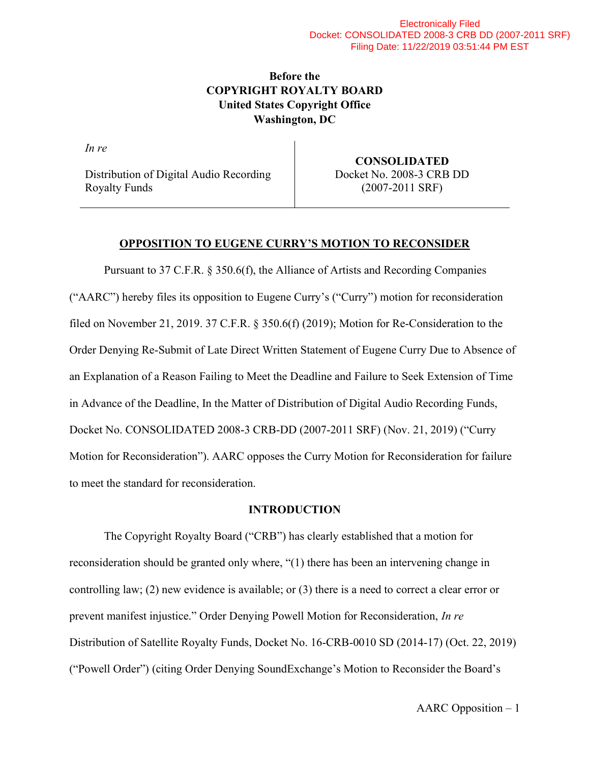Electronically Filed
Docket: CONSOLIDATED 2008-3 CRB DD (2007-2011 SRF)
Filing Date: 11/22/2019 03:51:44 PM EST

**Before the**
**COPYRIGHT ROYALTY BOARD**
**United States Copyright Office**
**Washington, DC**

| *In re* Distribution of Digital Audio Recording Royalty Funds | **CONSOLIDATED** Docket No. 2008-3 CRB DD (2007-2011 SRF) |
|---|---|

## OPPOSITION TO EUGENE CURRY'S MOTION TO RECONSIDER

Pursuant to 37 C.F.R. § 350.6(f), the Alliance of Artists and Recording Companies ("AARC") hereby files its opposition to Eugene Curry's ("Curry") motion for reconsideration filed on November 21, 2019. 37 C.F.R. § 350.6(f) (2019); Motion for Re-Consideration to the Order Denying Re-Submit of Late Direct Written Statement of Eugene Curry Due to Absence of an Explanation of a Reason Failing to Meet the Deadline and Failure to Seek Extension of Time in Advance of the Deadline, In the Matter of Distribution of Digital Audio Recording Funds, Docket No. CONSOLIDATED 2008-3 CRB-DD (2007-2011 SRF) (Nov. 21, 2019) ("Curry Motion for Reconsideration"). AARC opposes the Curry Motion for Reconsideration for failure to meet the standard for reconsideration.

### INTRODUCTION

The Copyright Royalty Board ("CRB") has clearly established that a motion for reconsideration should be granted only where, "(1) there has been an intervening change in controlling law; (2) new evidence is available; or (3) there is a need to correct a clear error or prevent manifest injustice." Order Denying Powell Motion for Reconsideration, *In re* Distribution of Satellite Royalty Funds, Docket No. 16-CRB-0010 SD (2014-17) (Oct. 22, 2019) ("Powell Order") (citing Order Denying SoundExchange's Motion to Reconsider the Board's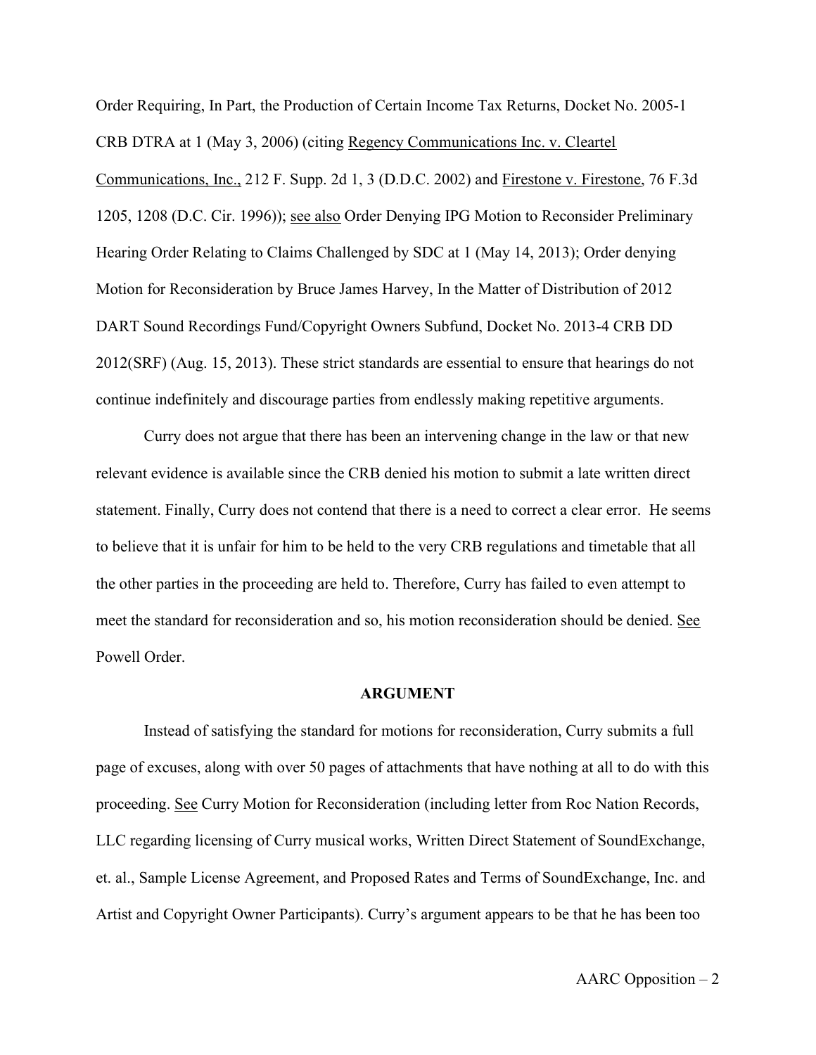Order Requiring, In Part, the Production of Certain Income Tax Returns, Docket No. 2005-1 CRB DTRA at 1 (May 3, 2006) (citing Regency Communications Inc. v. Cleartel Communications, Inc., 212 F. Supp. 2d 1, 3 (D.D.C. 2002) and Firestone v. Firestone, 76 F.3d 1205, 1208 (D.C. Cir. 1996)); see also Order Denying IPG Motion to Reconsider Preliminary Hearing Order Relating to Claims Challenged by SDC at 1 (May 14, 2013); Order denying Motion for Reconsideration by Bruce James Harvey, In the Matter of Distribution of 2012 DART Sound Recordings Fund/Copyright Owners Subfund, Docket No. 2013-4 CRB DD 2012(SRF) (Aug. 15, 2013). These strict standards are essential to ensure that hearings do not continue indefinitely and discourage parties from endlessly making repetitive arguments.

Curry does not argue that there has been an intervening change in the law or that new relevant evidence is available since the CRB denied his motion to submit a late written direct statement. Finally, Curry does not contend that there is a need to correct a clear error. He seems to believe that it is unfair for him to be held to the very CRB regulations and timetable that all the other parties in the proceeding are held to. Therefore, Curry has failed to even attempt to meet the standard for reconsideration and so, his motion reconsideration should be denied. See Powell Order.

## ARGUMENT

Instead of satisfying the standard for motions for reconsideration, Curry submits a full page of excuses, along with over 50 pages of attachments that have nothing at all to do with this proceeding. See Curry Motion for Reconsideration (including letter from Roc Nation Records, LLC regarding licensing of Curry musical works, Written Direct Statement of SoundExchange, et. al., Sample License Agreement, and Proposed Rates and Terms of SoundExchange, Inc. and Artist and Copyright Owner Participants). Curry's argument appears to be that he has been too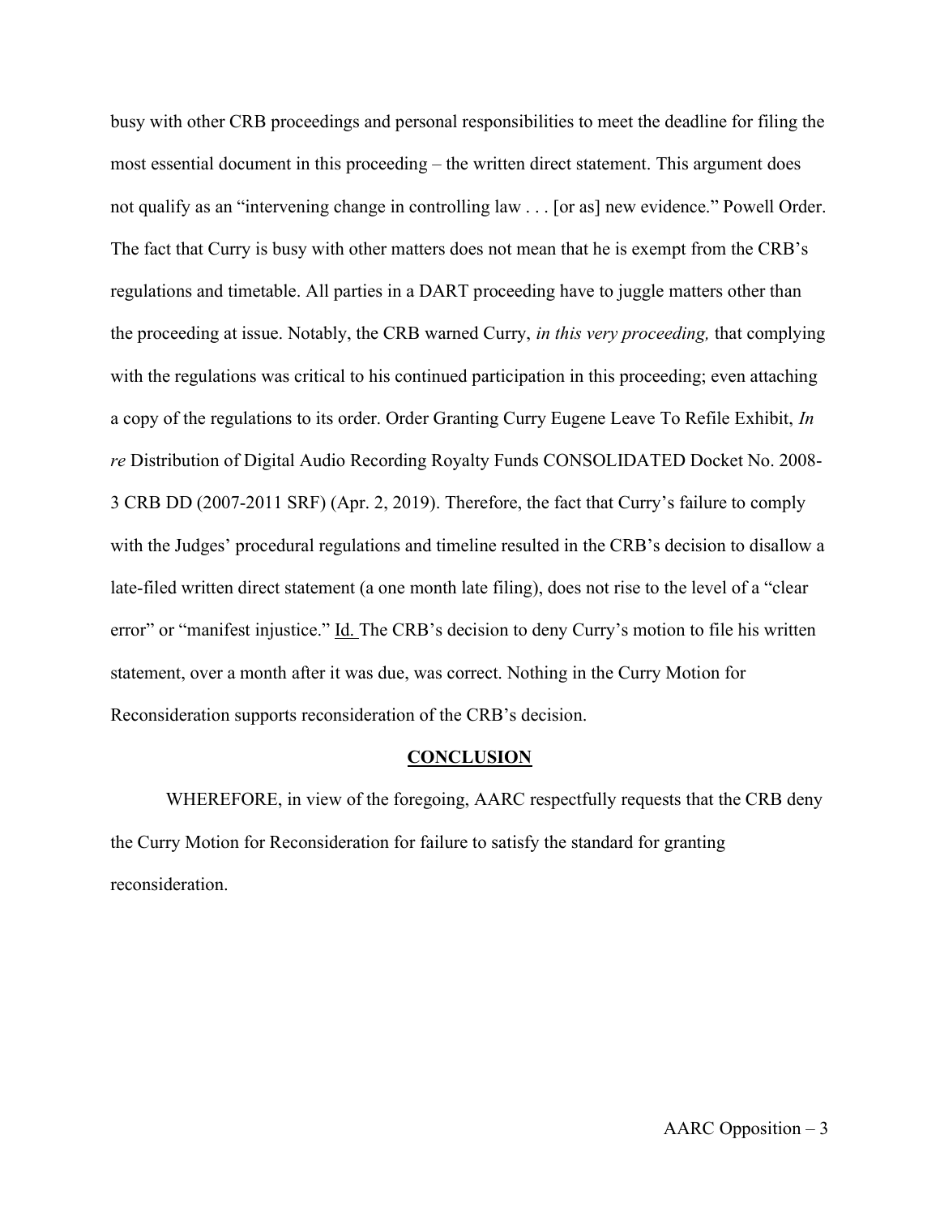busy with other CRB proceedings and personal responsibilities to meet the deadline for filing the most essential document in this proceeding – the written direct statement. This argument does not qualify as an "intervening change in controlling law . . . [or as] new evidence." Powell Order. The fact that Curry is busy with other matters does not mean that he is exempt from the CRB's regulations and timetable. All parties in a DART proceeding have to juggle matters other than the proceeding at issue. Notably, the CRB warned Curry, *in this very proceeding,* that complying with the regulations was critical to his continued participation in this proceeding; even attaching a copy of the regulations to its order. Order Granting Curry Eugene Leave To Refile Exhibit, *In re* Distribution of Digital Audio Recording Royalty Funds CONSOLIDATED Docket No. 2008-3 CRB DD (2007-2011 SRF) (Apr. 2, 2019). Therefore, the fact that Curry's failure to comply with the Judges' procedural regulations and timeline resulted in the CRB's decision to disallow a late-filed written direct statement (a one month late filing), does not rise to the level of a "clear error" or "manifest injustice." Id. The CRB's decision to deny Curry's motion to file his written statement, over a month after it was due, was correct. Nothing in the Curry Motion for Reconsideration supports reconsideration of the CRB's decision.

## CONCLUSION

WHEREFORE, in view of the foregoing, AARC respectfully requests that the CRB deny the Curry Motion for Reconsideration for failure to satisfy the standard for granting reconsideration.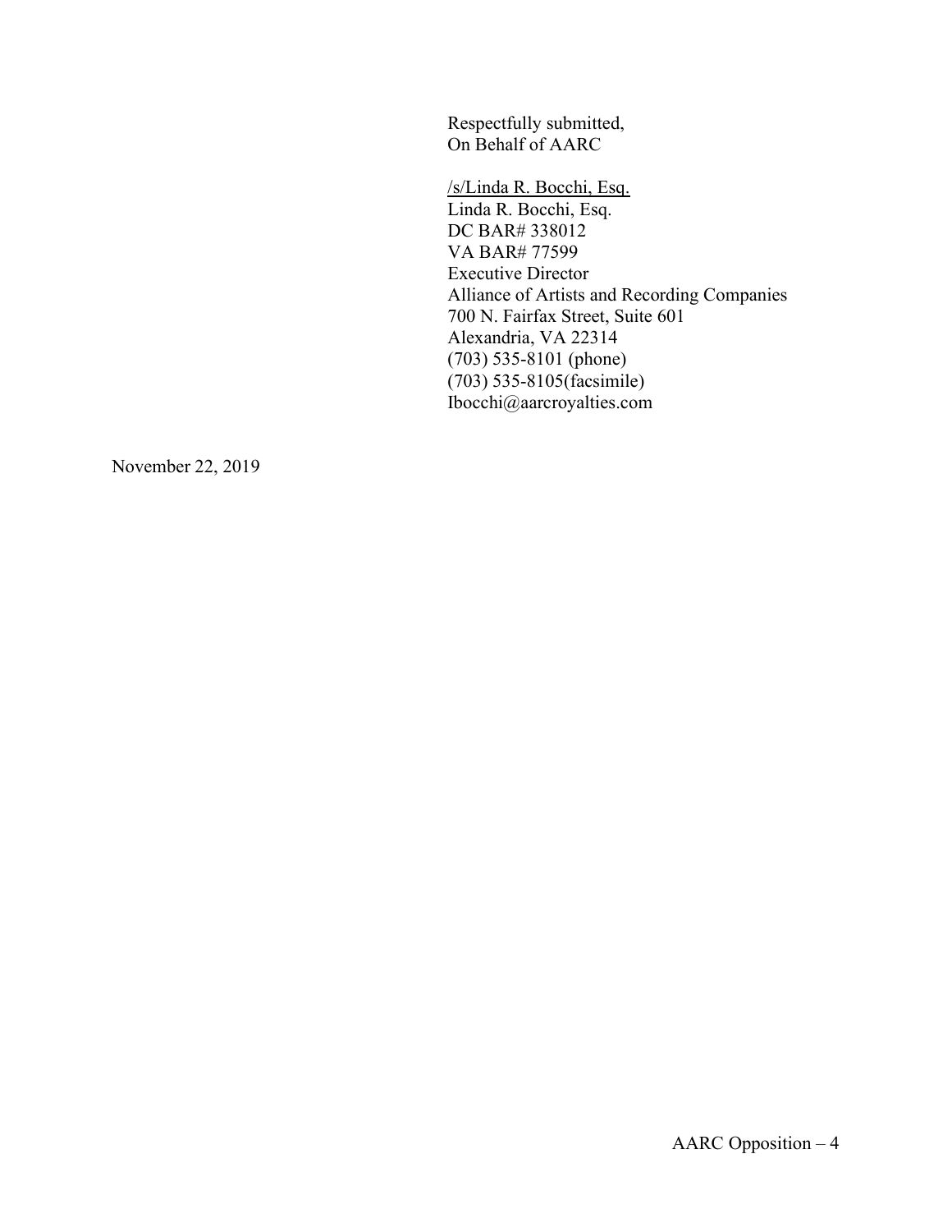Respectfully submitted,
On Behalf of AARC

/s/Linda R. Bocchi, Esq.
Linda R. Bocchi, Esq.
DC BAR# 338012
VA BAR# 77599
Executive Director
Alliance of Artists and Recording Companies
700 N. Fairfax Street, Suite 601
Alexandria, VA 22314
(703) 535-8101 (phone)
(703) 535-8105(facsimile)
Ibocchi@aarcroyalties.com

November 22, 2019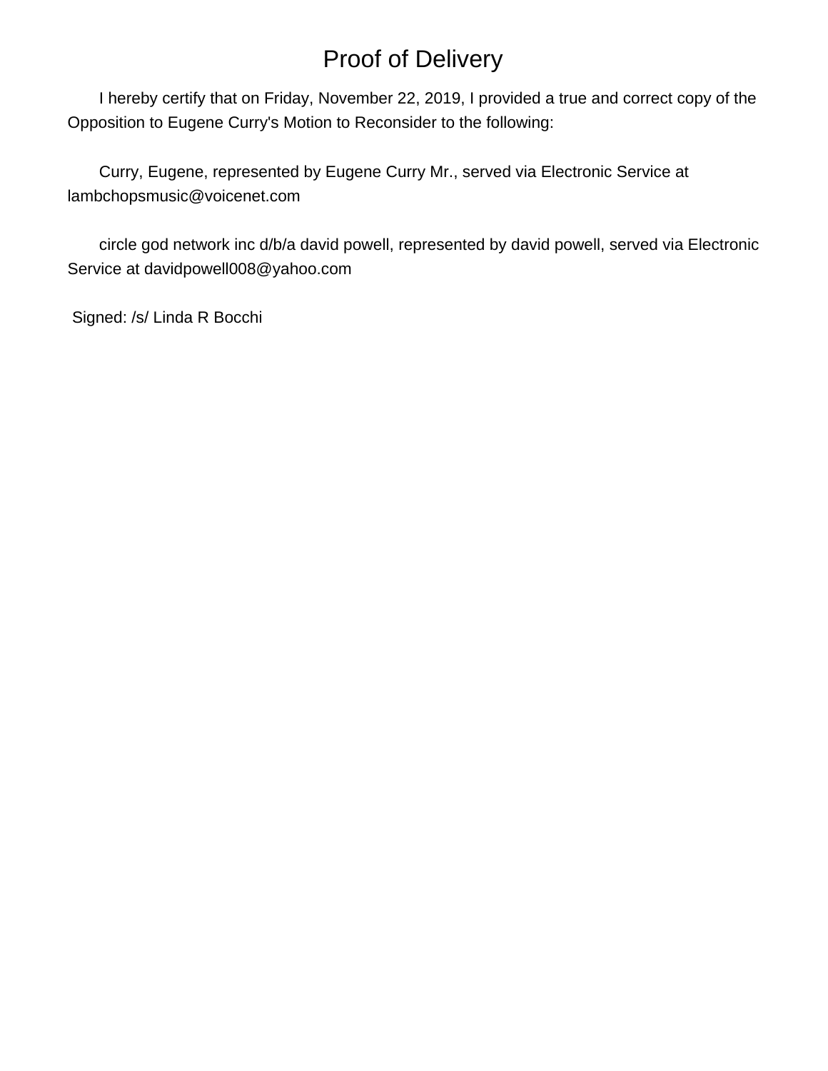# Proof of Delivery

I hereby certify that on Friday, November 22, 2019, I provided a true and correct copy of the Opposition to Eugene Curry's Motion to Reconsider to the following:

Curry, Eugene, represented by Eugene Curry Mr., served via Electronic Service at lambchopsmusic@voicenet.com

circle god network inc d/b/a david powell, represented by david powell, served via Electronic Service at davidpowell008@yahoo.com

Signed: /s/ Linda R Bocchi